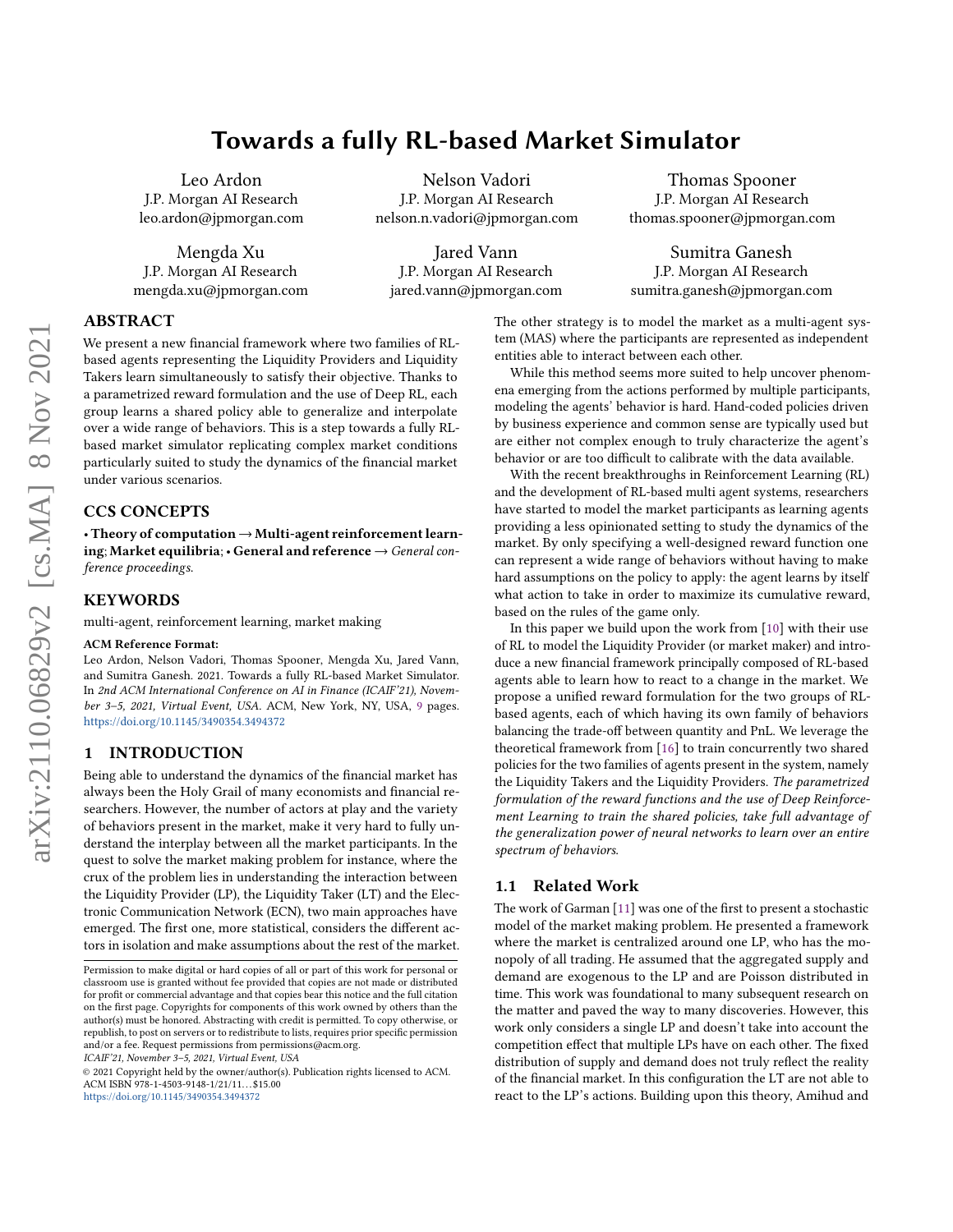# Towards a fully RL-based Market Simulator

Leo Ardon
J.P. Morgan AI Research
leo.ardon@jpmorgan.com

Nelson Vadori
J.P. Morgan AI Research
nelson.n.vadori@jpmorgan.com

Thomas Spooner
J.P. Morgan AI Research
thomas.spooner@jpmorgan.com

Mengda Xu
J.P. Morgan AI Research
mengda.xu@jpmorgan.com

Jared Vann
J.P. Morgan AI Research
jared.vann@jpmorgan.com

Sumitra Ganesh
J.P. Morgan AI Research
sumitra.ganesh@jpmorgan.com

## ABSTRACT

We present a new financial framework where two families of RL-based agents representing the Liquidity Providers and Liquidity Takers learn simultaneously to satisfy their objective. Thanks to a parametrized reward formulation and the use of Deep RL, each group learns a shared policy able to generalize and interpolate over a wide range of behaviors. This is a step towards a fully RL-based market simulator replicating complex market conditions particularly suited to study the dynamics of the financial market under various scenarios.

## CCS CONCEPTS

• **Theory of computation** → **Multi-agent reinforcement learning**; **Market equilibria**; • **General and reference** → *General conference proceedings.*

## KEYWORDS

multi-agent, reinforcement learning, market making

**ACM Reference Format:**
Leo Ardon, Nelson Vadori, Thomas Spooner, Mengda Xu, Jared Vann, and Sumitra Ganesh. 2021. Towards a fully RL-based Market Simulator. In *2nd ACM International Conference on AI in Finance (ICAIF'21), November 3–5, 2021, Virtual Event, USA.* ACM, New York, NY, USA, 9 pages. https://doi.org/10.1145/3490354.3494372

## 1 INTRODUCTION

Being able to understand the dynamics of the financial market has always been the Holy Grail of many economists and financial researchers. However, the number of actors at play and the variety of behaviors present in the market, make it very hard to fully understand the interplay between all the market participants. In the quest to solve the market making problem for instance, where the crux of the problem lies in understanding the interaction between the Liquidity Provider (LP), the Liquidity Taker (LT) and the Electronic Communication Network (ECN), two main approaches have emerged. The first one, more statistical, considers the different actors in isolation and make assumptions about the rest of the market. The other strategy is to model the market as a multi-agent system (MAS) where the participants are represented as independent entities able to interact between each other.

While this method seems more suited to help uncover phenomena emerging from the actions performed by multiple participants, modeling the agents' behavior is hard. Hand-coded policies driven by business experience and common sense are typically used but are either not complex enough to truly characterize the agent's behavior or are too difficult to calibrate with the data available.

With the recent breakthroughs in Reinforcement Learning (RL) and the development of RL-based multi agent systems, researchers have started to model the market participants as learning agents providing a less opinionated setting to study the dynamics of the market. By only specifying a well-designed reward function one can represent a wide range of behaviors without having to make hard assumptions on the policy to apply: the agent learns by itself what action to take in order to maximize its cumulative reward, based on the rules of the game only.

In this paper we build upon the work from [10] with their use of RL to model the Liquidity Provider (or market maker) and introduce a new financial framework principally composed of RL-based agents able to learn how to react to a change in the market. We propose a unified reward formulation for the two groups of RL-based agents, each of which having its own family of behaviors balancing the trade-off between quantity and PnL. We leverage the theoretical framework from [16] to train concurrently two shared policies for the two families of agents present in the system, namely the Liquidity Takers and the Liquidity Providers. *The parametrized formulation of the reward functions and the use of Deep Reinforcement Learning to train the shared policies, take full advantage of the generalization power of neural networks to learn over an entire spectrum of behaviors.*

### 1.1 Related Work

The work of Garman [11] was one of the first to present a stochastic model of the market making problem. He presented a framework where the market is centralized around one LP, who has the monopoly of all trading. He assumed that the aggregated supply and demand are exogenous to the LP and are Poisson distributed in time. This work was foundational to many subsequent research on the matter and paved the way to many discoveries. However, this work only considers a single LP and doesn't take into account the competition effect that multiple LPs have on each other. The fixed distribution of supply and demand does not truly reflect the reality of the financial market. In this configuration the LT are not able to react to the LP's actions. Building upon this theory, Amihud and

Permission to make digital or hard copies of all or part of this work for personal or classroom use is granted without fee provided that copies are not made or distributed for profit or commercial advantage and that copies bear this notice and the full citation on the first page. Copyrights for components of this work owned by others than the author(s) must be honored. Abstracting with credit is permitted. To copy otherwise, or republish, to post on servers or to redistribute to lists, requires prior specific permission and/or a fee. Request permissions from permissions@acm.org.
*ICAIF'21, November 3–5, 2021, Virtual Event, USA*
© 2021 Copyright held by the owner/author(s). Publication rights licensed to ACM.
ACM ISBN 978-1-4503-9148-1/21/11...$15.00
https://doi.org/10.1145/3490354.3494372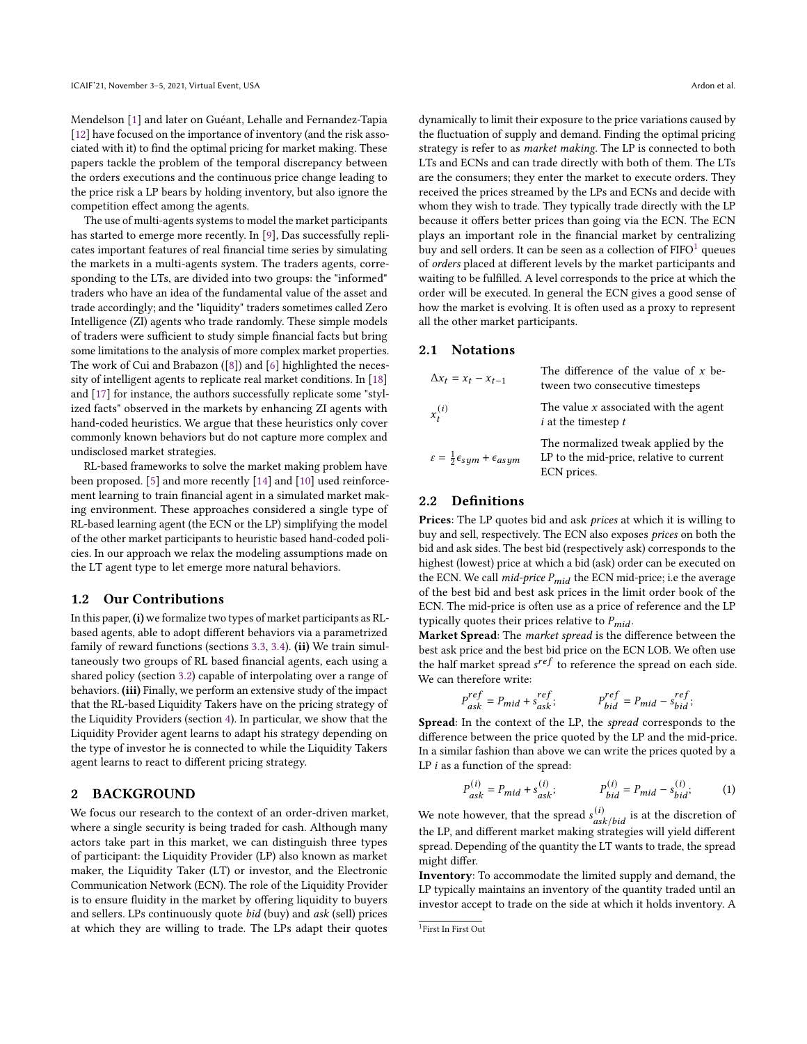Mendelson [1] and later on Guéant, Lehalle and Fernandez-Tapia [12] have focused on the importance of inventory (and the risk associated with it) to find the optimal pricing for market making. These papers tackle the problem of the temporal discrepancy between the orders executions and the continuous price change leading to the price risk a LP bears by holding inventory, but also ignore the competition effect among the agents.

The use of multi-agents systems to model the market participants has started to emerge more recently. In [9], Das successfully replicates important features of real financial time series by simulating the markets in a multi-agents system. The traders agents, corresponding to the LTs, are divided into two groups: the "informed" traders who have an idea of the fundamental value of the asset and trade accordingly; and the "liquidity" traders sometimes called Zero Intelligence (ZI) agents who trade randomly. These simple models of traders were sufficient to study simple financial facts but bring some limitations to the analysis of more complex market properties. The work of Cui and Brabazon ([8]) and [6] highlighted the necessity of intelligent agents to replicate real market conditions. In [18] and [17] for instance, the authors successfully replicate some "stylized facts" observed in the markets by enhancing ZI agents with hand-coded heuristics. We argue that these heuristics only cover commonly known behaviors but do not capture more complex and undisclosed market strategies.

RL-based frameworks to solve the market making problem have been proposed. [5] and more recently [14] and [10] used reinforcement learning to train financial agent in a simulated market making environment. These approaches considered a single type of RL-based learning agent (the ECN or the LP) simplifying the model of the other market participants to heuristic based hand-coded policies. In our approach we relax the modeling assumptions made on the LT agent type to let emerge more natural behaviors.

### 1.2 Our Contributions

In this paper, **(i)** we formalize two types of market participants as RL-based agents, able to adopt different behaviors via a parametrized family of reward functions (sections 3.3, 3.4). **(ii)** We train simultaneously two groups of RL based financial agents, each using a shared policy (section 3.2) capable of interpolating over a range of behaviors. **(iii)** Finally, we perform an extensive study of the impact that the RL-based Liquidity Takers have on the pricing strategy of the Liquidity Providers (section 4). In particular, we show that the Liquidity Provider agent learns to adapt his strategy depending on the type of investor he is connected to while the Liquidity Takers agent learns to react to different pricing strategy.

## 2 BACKGROUND

We focus our research to the context of an order-driven market, where a single security is being traded for cash. Although many actors take part in this market, we can distinguish three types of participant: the Liquidity Provider (LP) also known as market maker, the Liquidity Taker (LT) or investor, and the Electronic Communication Network (ECN). The role of the Liquidity Provider is to ensure fluidity in the market by offering liquidity to buyers and sellers. LPs continuously quote *bid* (buy) and *ask* (sell) prices at which they are willing to trade. The LPs adapt their quotes dynamically to limit their exposure to the price variations caused by the fluctuation of supply and demand. Finding the optimal pricing strategy is refer to as *market making*. The LP is connected to both LTs and ECNs and can trade directly with both of them. The LTs are the consumers; they enter the market to execute orders. They received the prices streamed by the LPs and ECNs and decide with whom they wish to trade. They typically trade directly with the LP because it offers better prices than going via the ECN. The ECN plays an important role in the financial market by centralizing buy and sell orders. It can be seen as a collection of FIFO[1] queues of *orders* placed at different levels by the market participants and waiting to be fulfilled. A level corresponds to the price at which the order will be executed. In general the ECN gives a good sense of how the market is evolving. It is often used as a proxy to represent all the other market participants.

### 2.1 Notations

| | |
|---|---|
| $\Delta x_t = x_t - x_{t-1}$ | The difference of the value of $x$ between two consecutive timesteps |
| $x_t^{(i)}$ | The value $x$ associated with the agent $i$ at the timestep $t$ |
| $\varepsilon = \frac{1}{2}\epsilon_{sym} + \epsilon_{asym}$ | The normalized tweak applied by the LP to the mid-price, relative to current ECN prices. |

### 2.2 Definitions

**Prices**: The LP quotes bid and ask *prices* at which it is willing to buy and sell, respectively. The ECN also exposes *prices* on both the bid and ask sides. The best bid (respectively ask) corresponds to the highest (lowest) price at which a bid (ask) order can be executed on the ECN. We call *mid-price* $P_{mid}$ the ECN mid-price; i.e the average of the best bid and best ask prices in the limit order book of the ECN. The mid-price is often use as a price of reference and the LP typically quotes their prices relative to $P_{mid}$.

**Market Spread**: The *market spread* is the difference between the best ask price and the best bid price on the ECN LOB. We often use the half market spread $s^{ref}$ to reference the spread on each side. We can therefore write:

$$P_{ask}^{ref} = P_{mid} + s_{ask}^{ref}; \qquad P_{bid}^{ref} = P_{mid} - s_{bid}^{ref};$$

**Spread**: In the context of the LP, the *spread* corresponds to the difference between the price quoted by the LP and the mid-price. In a similar fashion than above we can write the prices quoted by a LP $i$ as a function of the spread:

$$P_{ask}^{(i)} = P_{mid} + s_{ask}^{(i)}; \qquad P_{bid}^{(i)} = P_{mid} - s_{bid}^{(i)}; \qquad (1)$$

We note however, that the spread $s_{ask/bid}^{(i)}$ is at the discretion of the LP, and different market making strategies will yield different spread. Depending of the quantity the LT wants to trade, the spread might differ.

**Inventory**: To accommodate the limited supply and demand, the LP typically maintains an inventory of the quantity traded until an investor accept to trade on the side at which it holds inventory. A

[1] First In First Out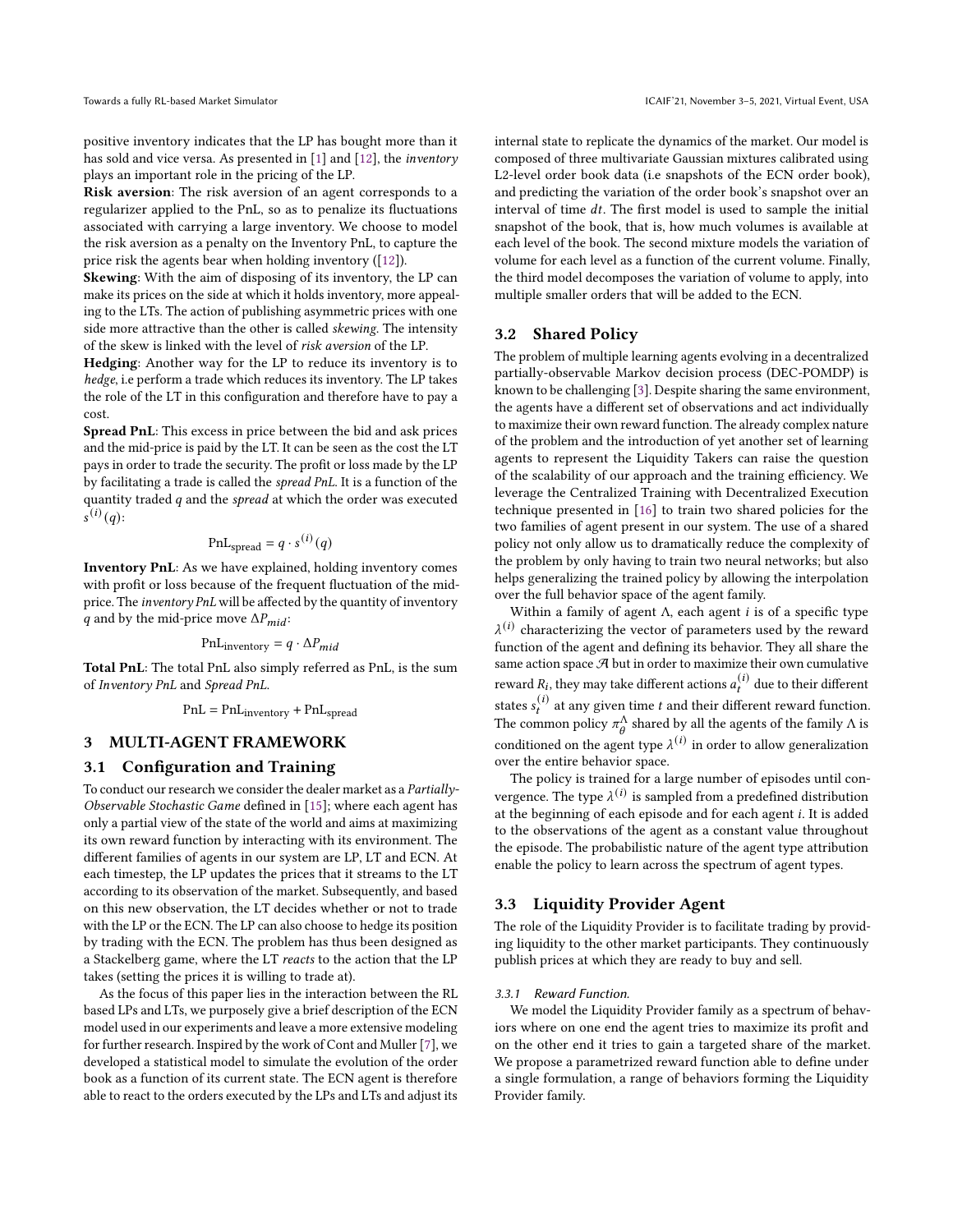positive inventory indicates that the LP has bought more than it has sold and vice versa. As presented in [1] and [12], the *inventory* plays an important role in the pricing of the LP.

**Risk aversion**: The risk aversion of an agent corresponds to a regularizer applied to the PnL, so as to penalize its fluctuations associated with carrying a large inventory. We choose to model the risk aversion as a penalty on the Inventory PnL, to capture the price risk the agents bear when holding inventory ([12]).

**Skewing**: With the aim of disposing of its inventory, the LP can make its prices on the side at which it holds inventory, more appealing to the LTs. The action of publishing asymmetric prices with one side more attractive than the other is called *skewing*. The intensity of the skew is linked with the level of *risk aversion* of the LP.

**Hedging**: Another way for the LP to reduce its inventory is to *hedge*, i.e perform a trade which reduces its inventory. The LP takes the role of the LT in this configuration and therefore have to pay a cost.

**Spread PnL**: This excess in price between the bid and ask prices and the mid-price is paid by the LT. It can be seen as the cost the LT pays in order to trade the security. The profit or loss made by the LP by facilitating a trade is called the *spread PnL*. It is a function of the quantity traded $q$ and the *spread* at which the order was executed $s^{(i)}(q)$:

$$\text{PnL}_{\text{spread}} = q \cdot s^{(i)}(q)$$

**Inventory PnL**: As we have explained, holding inventory comes with profit or loss because of the frequent fluctuation of the mid-price. The *inventory PnL* will be affected by the quantity of inventory $q$ and by the mid-price move $\Delta P_{mid}$:

$$\text{PnL}_{\text{inventory}} = q \cdot \Delta P_{mid}$$

**Total PnL**: The total PnL also simply referred as PnL, is the sum of *Inventory PnL* and *Spread PnL*.

$$\text{PnL} = \text{PnL}_{\text{inventory}} + \text{PnL}_{\text{spread}}$$

## 3 MULTI-AGENT FRAMEWORK

### 3.1 Configuration and Training

To conduct our research we consider the dealer market as a *Partially-Observable Stochastic Game* defined in [15]; where each agent has only a partial view of the state of the world and aims at maximizing its own reward function by interacting with its environment. The different families of agents in our system are LP, LT and ECN. At each timestep, the LP updates the prices that it streams to the LT according to its observation of the market. Subsequently, and based on this new observation, the LT decides whether or not to trade with the LP or the ECN. The LP can also choose to hedge its position by trading with the ECN. The problem has thus been designed as a Stackelberg game, where the LT *reacts* to the action that the LP takes (setting the prices it is willing to trade at).

As the focus of this paper lies in the interaction between the RL based LPs and LTs, we purposely give a brief description of the ECN model used in our experiments and leave a more extensive modeling for further research. Inspired by the work of Cont and Muller [7], we developed a statistical model to simulate the evolution of the order book as a function of its current state. The ECN agent is therefore able to react to the orders executed by the LPs and LTs and adjust its internal state to replicate the dynamics of the market. Our model is composed of three multivariate Gaussian mixtures calibrated using L2-level order book data (i.e snapshots of the ECN order book), and predicting the variation of the order book's snapshot over an interval of time $dt$. The first model is used to sample the initial snapshot of the book, that is, how much volumes is available at each level of the book. The second mixture models the variation of volume for each level as a function of the current volume. Finally, the third model decomposes the variation of volume to apply, into multiple smaller orders that will be added to the ECN.

### 3.2 Shared Policy

The problem of multiple learning agents evolving in a decentralized partially-observable Markov decision process (DEC-POMDP) is known to be challenging [3]. Despite sharing the same environment, the agents have a different set of observations and act individually to maximize their own reward function. The already complex nature of the problem and the introduction of yet another set of learning agents to represent the Liquidity Takers can raise the question of the scalability of our approach and the training efficiency. We leverage the Centralized Training with Decentralized Execution technique presented in [16] to train two shared policies for the two families of agent present in our system. The use of a shared policy not only allow us to dramatically reduce the complexity of the problem by only having to train two neural networks; but also helps generalizing the trained policy by allowing the interpolation over the full behavior space of the agent family.

Within a family of agent $\Lambda$, each agent $i$ is of a specific type $\lambda^{(i)}$ characterizing the vector of parameters used by the reward function of the agent and defining its behavior. They all share the same action space $\mathcal{A}$ but in order to maximize their own cumulative reward $R_i$, they may take different actions $a_t^{(i)}$ due to their different states $s_t^{(i)}$ at any given time $t$ and their different reward function. The common policy $\pi_\theta^\Lambda$ shared by all the agents of the family $\Lambda$ is conditioned on the agent type $\lambda^{(i)}$ in order to allow generalization over the entire behavior space.

The policy is trained for a large number of episodes until convergence. The type $\lambda^{(i)}$ is sampled from a predefined distribution at the beginning of each episode and for each agent $i$. It is added to the observations of the agent as a constant value throughout the episode. The probabilistic nature of the agent type attribution enable the policy to learn across the spectrum of agent types.

### 3.3 Liquidity Provider Agent

The role of the Liquidity Provider is to facilitate trading by providing liquidity to the other market participants. They continuously publish prices at which they are ready to buy and sell.

#### 3.3.1 Reward Function.

We model the Liquidity Provider family as a spectrum of behaviors where on one end the agent tries to maximize its profit and on the other end it tries to gain a targeted share of the market. We propose a parametrized reward function able to define under a single formulation, a range of behaviors forming the Liquidity Provider family.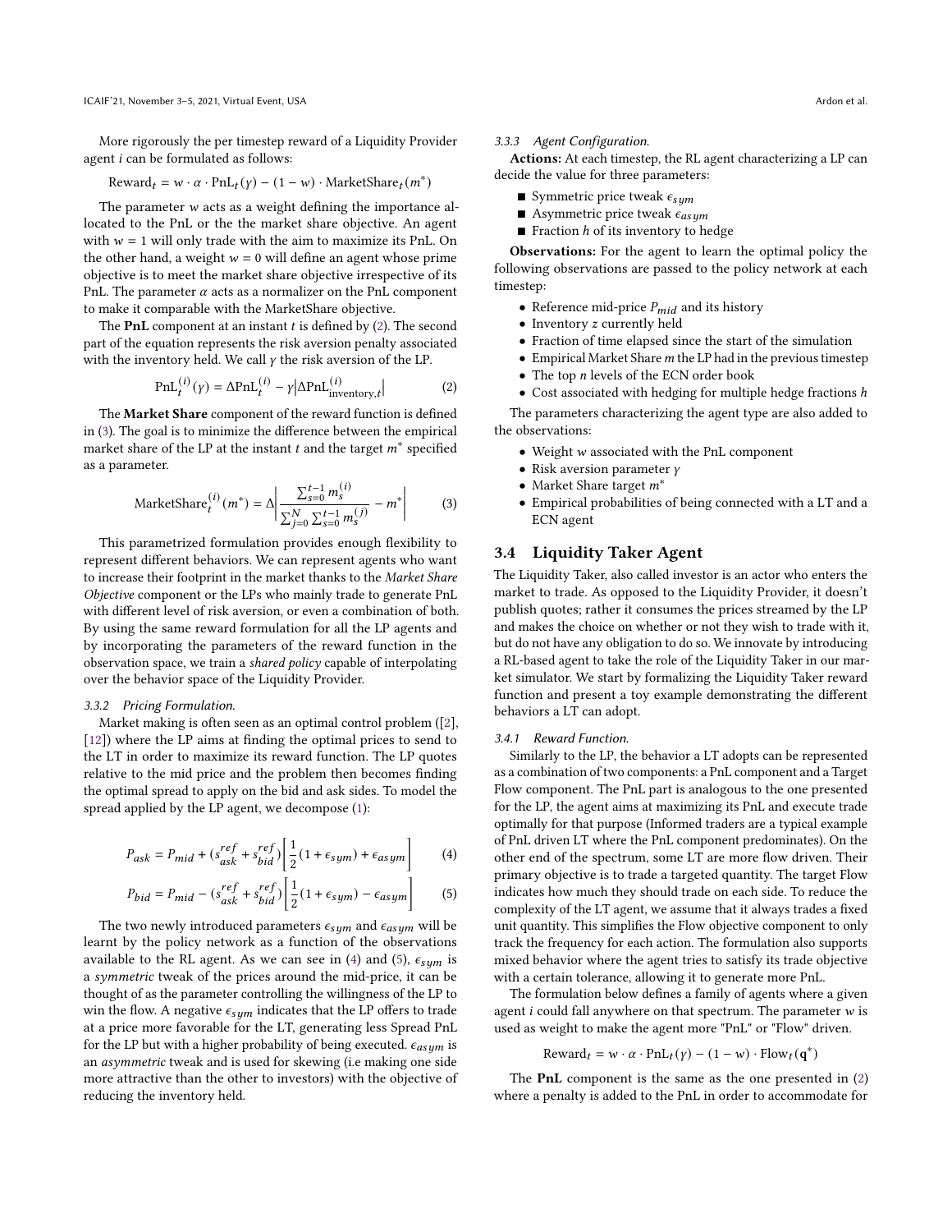More rigorously the per timestep reward of a Liquidity Provider agent $i$ can be formulated as follows:

$$\text{Reward}_t = w \cdot \alpha \cdot \text{PnL}_t(\gamma) - (1 - w) \cdot \text{MarketShare}_t(m^*)$$

The parameter $w$ acts as a weight defining the importance allocated to the PnL or the the market share objective. An agent with $w = 1$ will only trade with the aim to maximize its PnL. On the other hand, a weight $w = 0$ will define an agent whose prime objective is to meet the market share objective irrespective of its PnL. The parameter $\alpha$ acts as a normalizer on the PnL component to make it comparable with the MarketShare objective.

The **PnL** component at an instant $t$ is defined by (2). The second part of the equation represents the risk aversion penalty associated with the inventory held. We call $\gamma$ the risk aversion of the LP.

$$\text{PnL}_t^{(i)}(\gamma) = \Delta\text{PnL}_t^{(i)} - \gamma \left| \Delta\text{PnL}_{\text{inventory},t}^{(i)} \right| \tag{2}$$

The **Market Share** component of the reward function is defined in (3). The goal is to minimize the difference between the empirical market share of the LP at the instant $t$ and the target $m^*$ specified as a parameter.

$$\text{MarketShare}_t^{(i)}(m^*) = \Delta \left| \frac{\sum_{s=0}^{t-1} m_s^{(i)}}{\sum_{j=0}^{N} \sum_{s=0}^{t-1} m_s^{(j)}} - m^* \right| \tag{3}$$

This parametrized formulation provides enough flexibility to represent different behaviors. We can represent agents who want to increase their footprint in the market thanks to the *Market Share Objective* component or the LPs who mainly trade to generate PnL with different level of risk aversion, or even a combination of both. By using the same reward formulation for all the LP agents and by incorporating the parameters of the reward function in the observation space, we train a *shared policy* capable of interpolating over the behavior space of the Liquidity Provider.

#### 3.3.2 Pricing Formulation.

Market making is often seen as an optimal control problem ([2], [12]) where the LP aims at finding the optimal prices to send to the LT in order to maximize its reward function. The LP quotes relative to the mid price and the problem then becomes finding the optimal spread to apply on the bid and ask sides. To model the spread applied by the LP agent, we decompose (1):

$$P_{ask} = P_{mid} + (s_{ask}^{ref} + s_{bid}^{ref}) \left[ \frac{1}{2}(1 + \epsilon_{sym}) + \epsilon_{asym} \right] \tag{4}$$

$$P_{bid} = P_{mid} - (s_{ask}^{ref} + s_{bid}^{ref}) \left[ \frac{1}{2}(1 + \epsilon_{sym}) - \epsilon_{asym} \right] \tag{5}$$

The two newly introduced parameters $\epsilon_{sym}$ and $\epsilon_{asym}$ will be learnt by the policy network as a function of the observations available to the RL agent. As we can see in (4) and (5), $\epsilon_{sym}$ is a *symmetric* tweak of the prices around the mid-price, it can be thought of as the parameter controlling the willingness of the LP to win the flow. A negative $\epsilon_{sym}$ indicates that the LP offers to trade at a price more favorable for the LT, generating less Spread PnL for the LP but with a higher probability of being executed. $\epsilon_{asym}$ is an *asymmetric* tweak and is used for skewing (i.e making one side more attractive than the other to investors) with the objective of reducing the inventory held.

#### 3.3.3 Agent Configuration.

**Actions:** At each timestep, the RL agent characterizing a LP can decide the value for three parameters:

- Symmetric price tweak $\epsilon_{sym}$
- Asymmetric price tweak $\epsilon_{asym}$
- Fraction $h$ of its inventory to hedge

**Observations:** For the agent to learn the optimal policy the following observations are passed to the policy network at each timestep:

- Reference mid-price $P_{mid}$ and its history
- Inventory $z$ currently held
- Fraction of time elapsed since the start of the simulation
- Empirical Market Share $m$ the LP had in the previous timestep
- The top $n$ levels of the ECN order book
- Cost associated with hedging for multiple hedge fractions $h$

The parameters characterizing the agent type are also added to the observations:

- Weight $w$ associated with the PnL component
- Risk aversion parameter $\gamma$
- Market Share target $m^*$
- Empirical probabilities of being connected with a LT and a ECN agent

### 3.4 Liquidity Taker Agent

The Liquidity Taker, also called investor is an actor who enters the market to trade. As opposed to the Liquidity Provider, it doesn't publish quotes; rather it consumes the prices streamed by the LP and makes the choice on whether or not they wish to trade with it, but do not have any obligation to do so. We innovate by introducing a RL-based agent to take the role of the Liquidity Taker in our market simulator. We start by formalizing the Liquidity Taker reward function and present a toy example demonstrating the different behaviors a LT can adopt.

#### 3.4.1 Reward Function.

Similarly to the LP, the behavior a LT adopts can be represented as a combination of two components: a PnL component and a Target Flow component. The PnL part is analogous to the one presented for the LP, the agent aims at maximizing its PnL and execute trade optimally for that purpose (Informed traders are a typical example of PnL driven LT where the PnL component predominates). On the other end of the spectrum, some LT are more flow driven. Their primary objective is to trade a targeted quantity. The target Flow indicates how much they should trade on each side. To reduce the complexity of the LT agent, we assume that it always trades a fixed unit quantity. This simplifies the Flow objective component to only track the frequency for each action. The formulation also supports mixed behavior where the agent tries to satisfy its trade objective with a certain tolerance, allowing it to generate more PnL.

The formulation below defines a family of agents where a given agent $i$ could fall anywhere on that spectrum. The parameter $w$ is used as weight to make the agent more "PnL" or "Flow" driven.

$$\text{Reward}_t = w \cdot \alpha \cdot \text{PnL}_t(\gamma) - (1 - w) \cdot \text{Flow}_t(\mathbf{q}^*)$$

The **PnL** component is the same as the one presented in (2) where a penalty is added to the PnL in order to accommodate for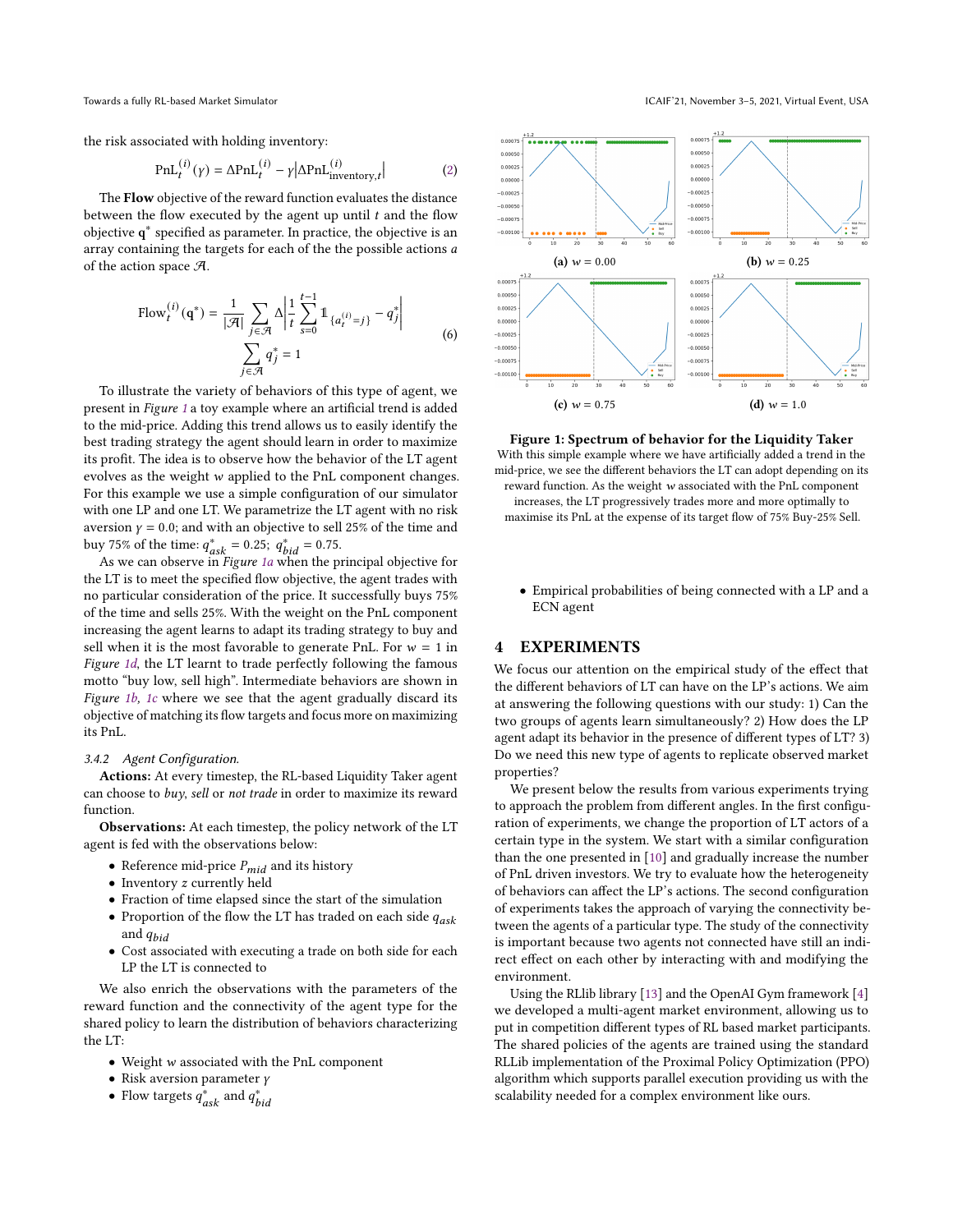the risk associated with holding inventory:

$$\text{PnL}_t^{(i)}(\gamma) = \Delta\text{PnL}_t^{(i)} - \gamma\left|\Delta\text{PnL}_{\text{inventory},t}^{(i)}\right| \tag{2}$$

The **Flow** objective of the reward function evaluates the distance between the flow executed by the agent up until $t$ and the flow objective $\mathbf{q}^*$ specified as parameter. In practice, the objective is an array containing the targets for each of the the possible actions $a$ of the action space $\mathcal{A}$.

$$\text{Flow}_t^{(i)}(\mathbf{q}^*) = \frac{1}{|\mathcal{A}|}\sum_{j\in\mathcal{A}} \Delta\left|\frac{1}{t}\sum_{s=0}^{t-1}\mathbb{1}_{\{a_t^{(i)}=j\}} - q_j^*\right| \qquad \sum_{j\in\mathcal{A}} q_j^* = 1 \tag{6}$$

To illustrate the variety of behaviors of this type of agent, we present in *Figure 1* a toy example where an artificial trend is added to the mid-price. Adding this trend allows us to easily identify the best trading strategy the agent should learn in order to maximize its profit. The idea is to observe how the behavior of the LT agent evolves as the weight $w$ applied to the PnL component changes. For this example we use a simple configuration of our simulator with one LP and one LT. We parametrize the LT agent with no risk aversion $\gamma = 0.0$; and with an objective to sell 25% of the time and buy 75% of the time: $q^*_{ask} = 0.25$; $q^*_{bid} = 0.75$.

As we can observe in *Figure 1a* when the principal objective for the LT is to meet the specified flow objective, the agent trades with no particular consideration of the price. It successfully buys 75% of the time and sells 25%. With the weight on the PnL component increasing the agent learns to adapt its trading strategy to buy and sell when it is the most favorable to generate PnL. For $w = 1$ in *Figure 1d*, the LT learnt to trade perfectly following the famous motto "buy low, sell high". Intermediate behaviors are shown in *Figure 1b*, *1c* where we see that the agent gradually discard its objective of matching its flow targets and focus more on maximizing its PnL.

#### 3.4.2 Agent Configuration.

**Actions:** At every timestep, the RL-based Liquidity Taker agent can choose to *buy*, *sell* or *not trade* in order to maximize its reward function.

**Observations:** At each timestep, the policy network of the LT agent is fed with the observations below:

- Reference mid-price $P_{mid}$ and its history
- Inventory $z$ currently held
- Fraction of time elapsed since the start of the simulation
- Proportion of the flow the LT has traded on each side $q_{ask}$ and $q_{bid}$
- Cost associated with executing a trade on both side for each LP the LT is connected to

We also enrich the observations with the parameters of the reward function and the connectivity of the agent type for the shared policy to learn the distribution of behaviors characterizing the LT:

- Weight $w$ associated with the PnL component
- Risk aversion parameter $\gamma$
- Flow targets $q^*_{ask}$ and $q^*_{bid}$

(a) $w = 0.00$ (b) $w = 0.25$ (c) $w = 0.75$ (d) $w = 1.0$

**Figure 1: Spectrum of behavior for the Liquidity Taker**
With this simple example where we have artificially added a trend in the mid-price, we see the different behaviors the LT can adopt depending on its reward function. As the weight $w$ associated with the PnL component increases, the LT progressively trades more and more optimally to maximise its PnL at the expense of its target flow of 75% Buy-25% Sell.

- Empirical probabilities of being connected with a LP and a ECN agent

## 4 EXPERIMENTS

We focus our attention on the empirical study of the effect that the different behaviors of LT can have on the LP's actions. We aim at answering the following questions with our study: 1) Can the two groups of agents learn simultaneously? 2) How does the LP agent adapt its behavior in the presence of different types of LT? 3) Do we need this new type of agents to replicate observed market properties?

We present below the results from various experiments trying to approach the problem from different angles. In the first configuration of experiments, we change the proportion of LT actors of a certain type in the system. We start with a similar configuration than the one presented in [10] and gradually increase the number of PnL driven investors. We try to evaluate how the heterogeneity of behaviors can affect the LP's actions. The second configuration of experiments takes the approach of varying the connectivity between the agents of a particular type. The study of the connectivity is important because two agents not connected have still an indirect effect on each other by interacting with and modifying the environment.

Using the RLlib library [13] and the OpenAI Gym framework [4] we developed a multi-agent market environment, allowing us to put in competition different types of RL based market participants. The shared policies of the agents are trained using the standard RLLib implementation of the Proximal Policy Optimization (PPO) algorithm which supports parallel execution providing us with the scalability needed for a complex environment like ours.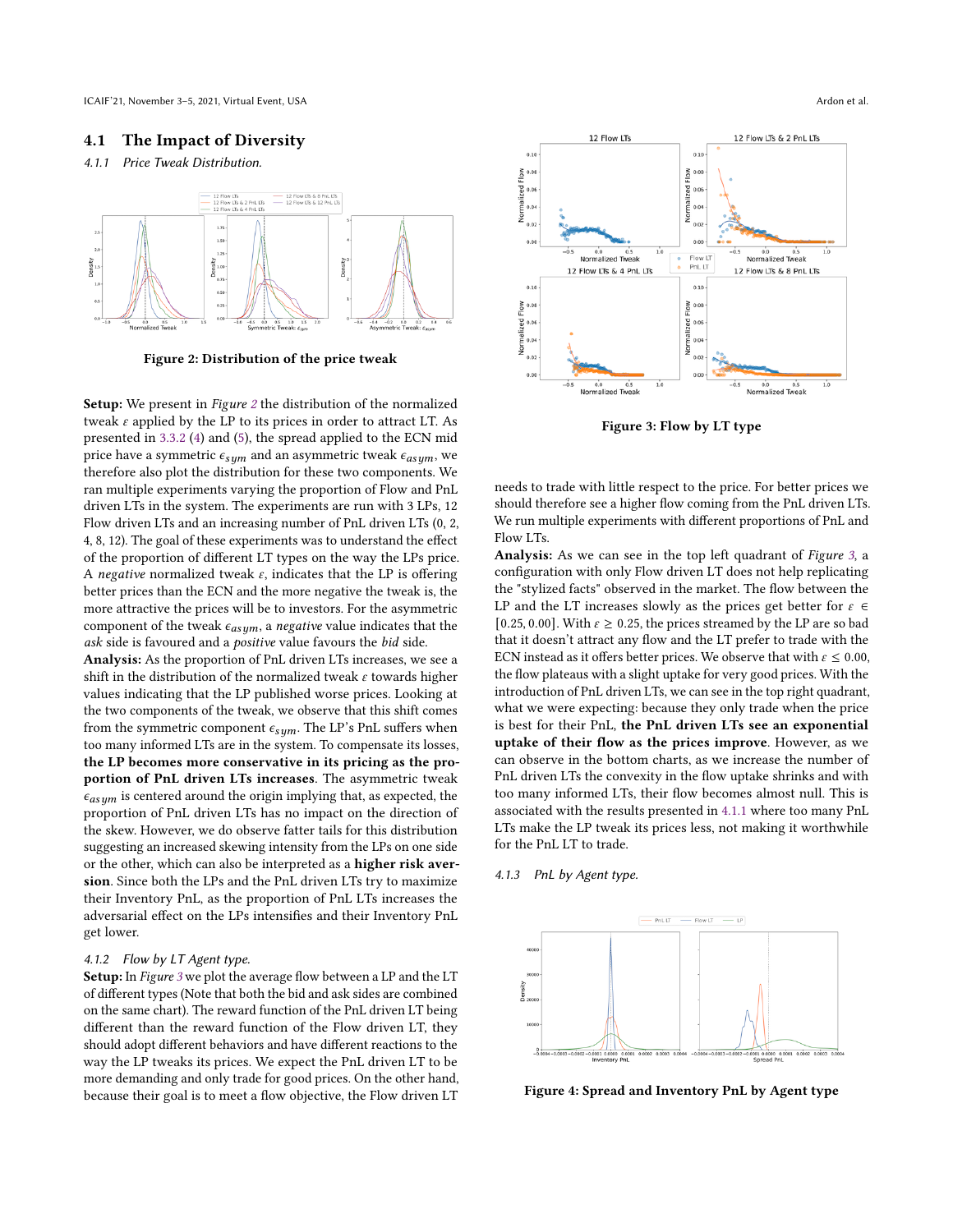## 4.1 The Impact of Diversity

### 4.1.1 Price Tweak Distribution.

Figure 2: Distribution of the price tweak

**Setup:** We present in *Figure 2* the distribution of the normalized tweak $\varepsilon$ applied by the LP to its prices in order to attract LT. As presented in 3.3.2 (4) and (5), the spread applied to the ECN mid price have a symmetric $\epsilon_{sym}$ and an asymmetric tweak $\epsilon_{asym}$, we therefore also plot the distribution for these two components. We ran multiple experiments varying the proportion of Flow and PnL driven LTs in the system. The experiments are run with 3 LPs, 12 Flow driven LTs and an increasing number of PnL driven LTs (0, 2, 4, 8, 12). The goal of these experiments was to understand the effect of the proportion of different LT types on the way the LPs price. A *negative* normalized tweak $\varepsilon$, indicates that the LP is offering better prices than the ECN and the more negative the tweak is, the more attractive the prices will be to investors. For the asymmetric component of the tweak $\epsilon_{asym}$, a *negative* value indicates that the *ask* side is favoured and a *positive* value favours the *bid* side.

**Analysis:** As the proportion of PnL driven LTs increases, we see a shift in the distribution of the normalized tweak $\varepsilon$ towards higher values indicating that the LP published worse prices. Looking at the two components of the tweak, we observe that this shift comes from the symmetric component $\epsilon_{sym}$. The LP's PnL suffers when too many informed LTs are in the system. To compensate its losses, **the LP becomes more conservative in its pricing as the proportion of PnL driven LTs increases**. The asymmetric tweak $\epsilon_{asym}$ is centered around the origin implying that, as expected, the proportion of PnL driven LTs has no impact on the direction of the skew. However, we do observe fatter tails for this distribution suggesting an increased skewing intensity from the LPs on one side or the other, which can also be interpreted as a **higher risk aversion**. Since both the LPs and the PnL driven LTs try to maximize their Inventory PnL, as the proportion of PnL LTs increases the adversarial effect on the LPs intensifies and their Inventory PnL get lower.

### 4.1.2 Flow by LT Agent type.

**Setup:** In *Figure 3* we plot the average flow between a LP and the LT of different types (Note that both the bid and ask sides are combined on the same chart). The reward function of the PnL driven LT being different than the reward function of the Flow driven LT, they should adopt different behaviors and have different reactions to the way the LP tweaks its prices. We expect the PnL driven LT to be more demanding and only trade for good prices. On the other hand, because their goal is to meet a flow objective, the Flow driven LT needs to trade with little respect to the price. For better prices we should therefore see a higher flow coming from the PnL driven LTs. We run multiple experiments with different proportions of PnL and Flow LTs.

Figure 3: Flow by LT type

**Analysis:** As we can see in the top left quadrant of *Figure 3*, a configuration with only Flow driven LT does not help replicating the "stylized facts" observed in the market. The flow between the LP and the LT increases slowly as the prices get better for $\varepsilon \in [0.25, 0.00]$. With $\varepsilon \geq 0.25$, the prices streamed by the LP are so bad that it doesn't attract any flow and the LT prefer to trade with the ECN instead as it offers better prices. We observe that with $\varepsilon \leq 0.00$, the flow plateaus with a slight uptake for very good prices. With the introduction of PnL driven LTs, we can see in the top right quadrant, what we were expecting: because they only trade when the price is best for their PnL, **the PnL driven LTs see an exponential uptake of their flow as the prices improve**. However, as we can observe in the bottom charts, as we increase the number of PnL driven LTs the convexity in the flow uptake shrinks and with too many informed LTs, their flow becomes almost null. This is associated with the results presented in 4.1.1 where too many PnL LTs make the LP tweak its prices less, not making it worthwhile for the PnL LT to trade.

### 4.1.3 PnL by Agent type.

Figure 4: Spread and Inventory PnL by Agent type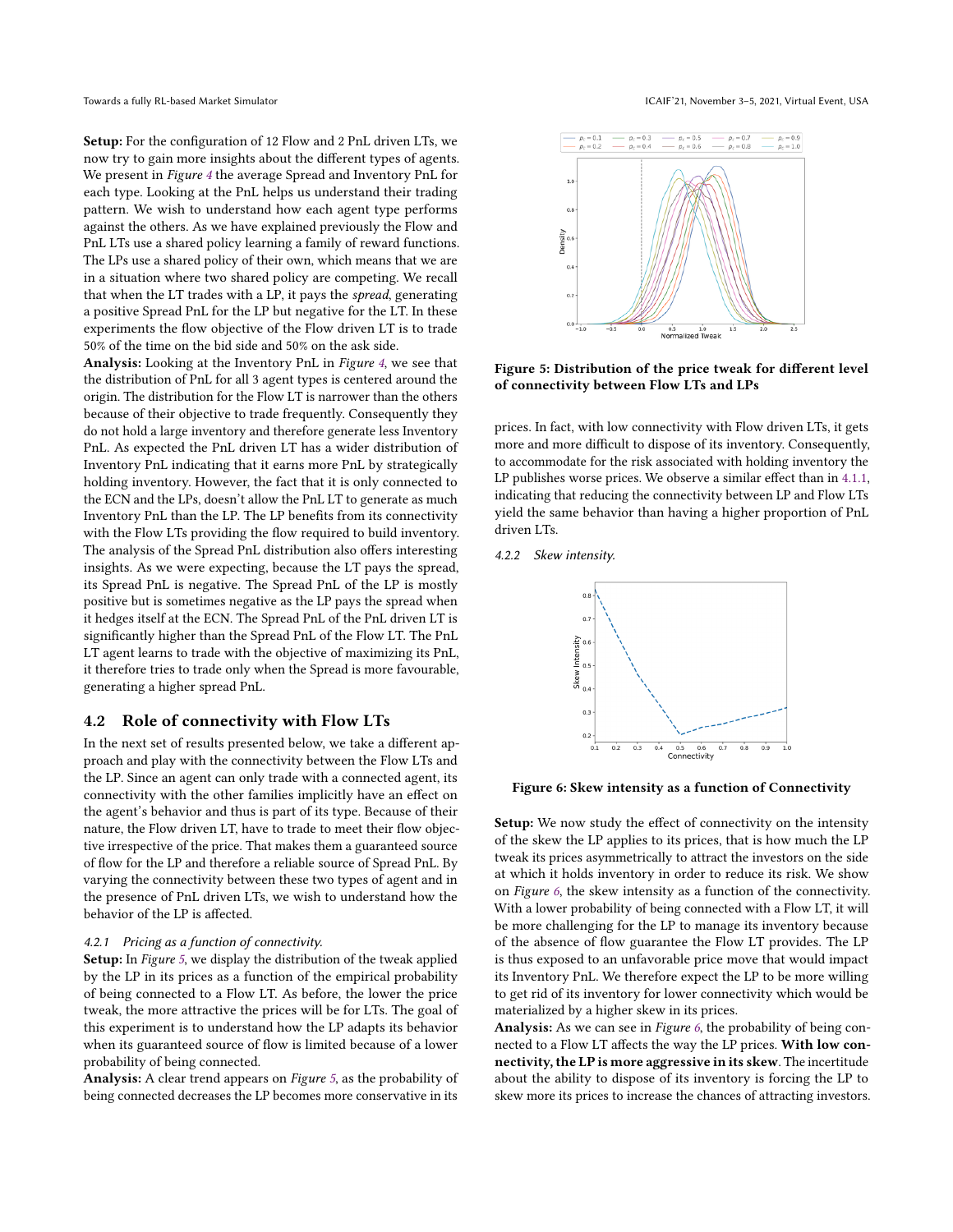**Setup:** For the configuration of 12 Flow and 2 PnL driven LTs, we now try to gain more insights about the different types of agents. We present in *Figure 4* the average Spread and Inventory PnL for each type. Looking at the PnL helps us understand their trading pattern. We wish to understand how each agent type performs against the others. As we have explained previously the Flow and PnL LTs use a shared policy learning a family of reward functions. The LPs use a shared policy of their own, which means that we are in a situation where two shared policy are competing. We recall that when the LT trades with a LP, it pays the *spread*, generating a positive Spread PnL for the LP but negative for the LT. In these experiments the flow objective of the Flow driven LT is to trade 50% of the time on the bid side and 50% on the ask side.

**Analysis:** Looking at the Inventory PnL in *Figure 4*, we see that the distribution of PnL for all 3 agent types is centered around the origin. The distribution for the Flow LT is narrower than the others because of their objective to trade frequently. Consequently they do not hold a large inventory and therefore generate less Inventory PnL. As expected the PnL driven LT has a wider distribution of Inventory PnL indicating that it earns more PnL by strategically holding inventory. However, the fact that it is only connected to the ECN and the LPs, doesn't allow the PnL LT to generate as much Inventory PnL than the LP. The LP benefits from its connectivity with the Flow LTs providing the flow required to build inventory. The analysis of the Spread PnL distribution also offers interesting insights. As we were expecting, because the LT pays the spread, its Spread PnL is negative. The Spread PnL of the LP is mostly positive but is sometimes negative as the LP pays the spread when it hedges itself at the ECN. The Spread PnL of the PnL driven LT is significantly higher than the Spread PnL of the Flow LT. The PnL LT agent learns to trade with the objective of maximizing its PnL, it therefore tries to trade only when the Spread is more favourable, generating a higher spread PnL.

## 4.2 Role of connectivity with Flow LTs

In the next set of results presented below, we take a different approach and play with the connectivity between the Flow LTs and the LP. Since an agent can only trade with a connected agent, its connectivity with the other families implicitly have an effect on the agent's behavior and thus is part of its type. Because of their nature, the Flow driven LT, have to trade to meet their flow objective irrespective of the price. That makes them a guaranteed source of flow for the LP and therefore a reliable source of Spread PnL. By varying the connectivity between these two types of agent and in the presence of PnL driven LTs, we wish to understand how the behavior of the LP is affected.

### 4.2.1 Pricing as a function of connectivity.

**Setup:** In *Figure 5*, we display the distribution of the tweak applied by the LP in its prices as a function of the empirical probability of being connected to a Flow LT. As before, the lower the price tweak, the more attractive the prices will be for LTs. The goal of this experiment is to understand how the LP adapts its behavior when its guaranteed source of flow is limited because of a lower probability of being connected.

**Analysis:** A clear trend appears on *Figure 5*, as the probability of being connected decreases the LP becomes more conservative in its prices. In fact, with low connectivity with Flow driven LTs, it gets more and more difficult to dispose of its inventory. Consequently, to accommodate for the risk associated with holding inventory the LP publishes worse prices. We observe a similar effect than in 4.1.1, indicating that reducing the connectivity between LP and Flow LTs yield the same behavior than having a higher proportion of PnL driven LTs.

**Figure 5: Distribution of the price tweak for different level of connectivity between Flow LTs and LPs**

### 4.2.2 Skew intensity.

**Figure 6: Skew intensity as a function of Connectivity**

**Setup:** We now study the effect of connectivity on the intensity of the skew the LP applies to its prices, that is how much the LP tweak its prices asymmetrically to attract the investors on the side at which it holds inventory in order to reduce its risk. We show on *Figure 6*, the skew intensity as a function of the connectivity. With a lower probability of being connected with a Flow LT, it will be more challenging for the LP to manage its inventory because of the absence of flow guarantee the Flow LT provides. The LP is thus exposed to an unfavorable price move that would impact its Inventory PnL. We therefore expect the LP to be more willing to get rid of its inventory for lower connectivity which would be materialized by a higher skew in its prices.

**Analysis:** As we can see in *Figure 6*, the probability of being connected to a Flow LT affects the way the LP prices. **With low connectivity, the LP is more aggressive in its skew**. The incertitude about the ability to dispose of its inventory is forcing the LP to skew more its prices to increase the chances of attracting investors.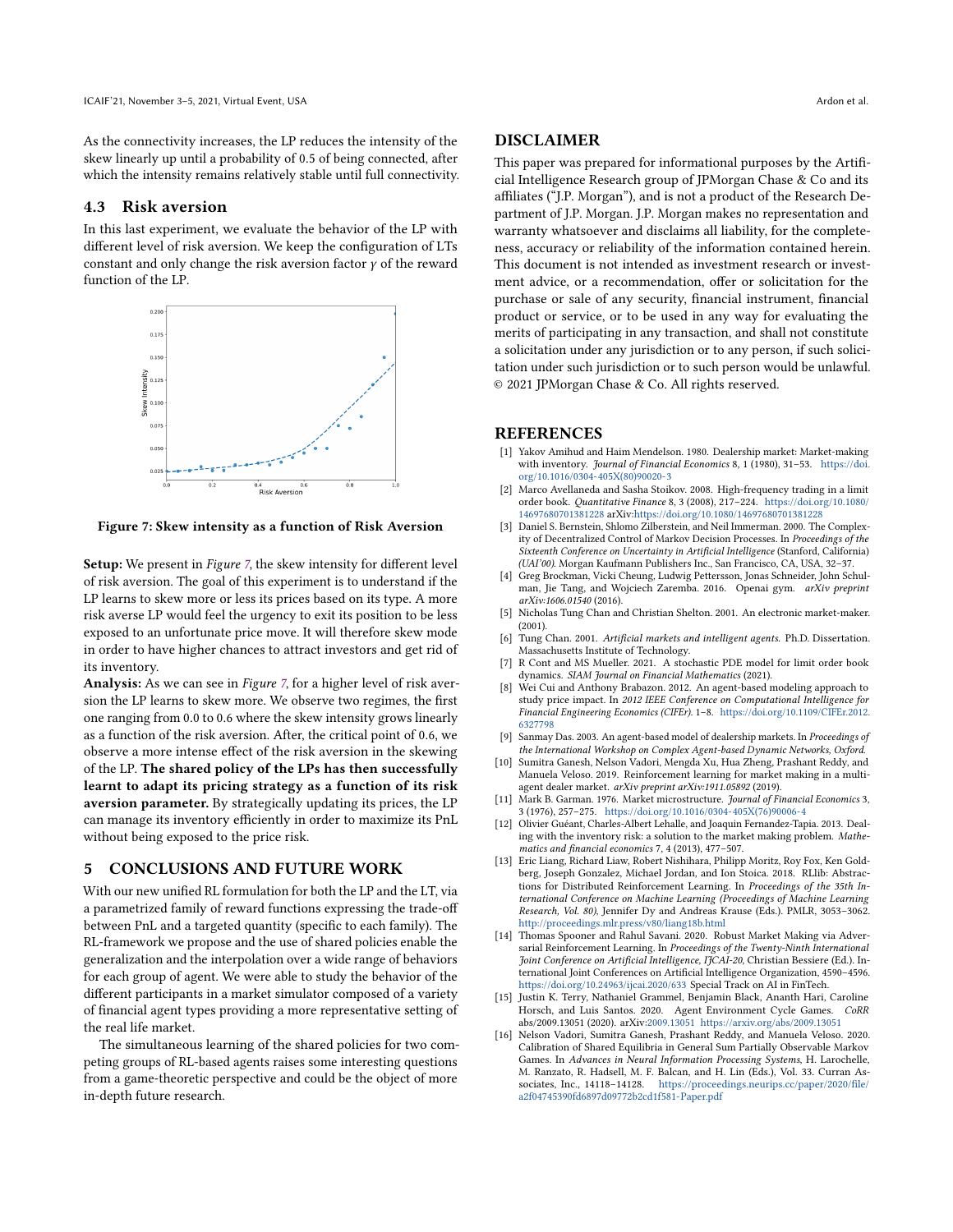As the connectivity increases, the LP reduces the intensity of the skew linearly up until a probability of 0.5 of being connected, after which the intensity remains relatively stable until full connectivity.

### 4.3 Risk aversion

In this last experiment, we evaluate the behavior of the LP with different level of risk aversion. We keep the configuration of LTs constant and only change the risk aversion factor $\gamma$ of the reward function of the LP.

**Figure 7: Skew intensity as a function of Risk Aversion**

**Setup:** We present in *Figure 7*, the skew intensity for different level of risk aversion. The goal of this experiment is to understand if the LP learns to skew more or less its prices based on its type. A more risk averse LP would feel the urgency to exit its position to be less exposed to an unfortunate price move. It will therefore skew mode in order to have higher chances to attract investors and get rid of its inventory.

**Analysis:** As we can see in *Figure 7*, for a higher level of risk aversion the LP learns to skew more. We observe two regimes, the first one ranging from 0.0 to 0.6 where the skew intensity grows linearly as a function of the risk aversion. After, the critical point of 0.6, we observe a more intense effect of the risk aversion in the skewing of the LP. **The shared policy of the LPs has then successfully learnt to adapt its pricing strategy as a function of its risk aversion parameter.** By strategically updating its prices, the LP can manage its inventory efficiently in order to maximize its PnL without being exposed to the price risk.

## 5 CONCLUSIONS AND FUTURE WORK

With our new unified RL formulation for both the LP and the LT, via a parametrized family of reward functions expressing the trade-off between PnL and a targeted quantity (specific to each family). The RL-framework we propose and the use of shared policies enable the generalization and the interpolation over a wide range of behaviors for each group of agent. We were able to study the behavior of the different participants in a market simulator composed of a variety of financial agent types providing a more representative setting of the real life market.

The simultaneous learning of the shared policies for two competing groups of RL-based agents raises some interesting questions from a game-theoretic perspective and could be the object of more in-depth future research.

## DISCLAIMER

This paper was prepared for informational purposes by the Artificial Intelligence Research group of JPMorgan Chase & Co and its affiliates ("J.P. Morgan"), and is not a product of the Research Department of J.P. Morgan. J.P. Morgan makes no representation and warranty whatsoever and disclaims all liability, for the completeness, accuracy or reliability of the information contained herein. This document is not intended as investment research or investment advice, or a recommendation, offer or solicitation for the purchase or sale of any security, financial instrument, financial product or service, or to be used in any way for evaluating the merits of participating in any transaction, and shall not constitute a solicitation under any jurisdiction or to any person, if such solicitation under such jurisdiction or to such person would be unlawful. © 2021 JPMorgan Chase & Co. All rights reserved.

## REFERENCES

[1] Yakov Amihud and Haim Mendelson. 1980. Dealership market: Market-making with inventory. *Journal of Financial Economics* 8, 1 (1980), 31–53. https://doi.org/10.1016/0304-405X(80)90020-3

[2] Marco Avellaneda and Sasha Stoikov. 2008. High-frequency trading in a limit order book. *Quantitative Finance* 8, 3 (2008), 217–224. https://doi.org/10.1080/14697680701381228 arXiv:https://doi.org/10.1080/14697680701381228

[3] Daniel S. Bernstein, Shlomo Zilberstein, and Neil Immerman. 2000. The Complexity of Decentralized Control of Markov Decision Processes. In *Proceedings of the Sixteenth Conference on Uncertainty in Artificial Intelligence* (Stanford, California) *(UAI'00)*. Morgan Kaufmann Publishers Inc., San Francisco, CA, USA, 32–37.

[4] Greg Brockman, Vicki Cheung, Ludwig Pettersson, Jonas Schneider, John Schulman, Jie Tang, and Wojciech Zaremba. 2016. Openai gym. *arXiv preprint arXiv:1606.01540* (2016).

[5] Nicholas Tung Chan and Christian Shelton. 2001. An electronic market-maker. (2001).

[6] Tung Chan. 2001. *Artificial markets and intelligent agents*. Ph.D. Dissertation. Massachusetts Institute of Technology.

[7] R Cont and MS Mueller. 2021. A stochastic PDE model for limit order book dynamics. *SIAM Journal on Financial Mathematics* (2021).

[8] Wei Cui and Anthony Brabazon. 2012. An agent-based modeling approach to study price impact. In *2012 IEEE Conference on Computational Intelligence for Financial Engineering Economics (CIFEr)*. 1–8. https://doi.org/10.1109/CIFEr.2012.6327798

[9] Sanmay Das. 2003. An agent-based model of dealership markets. In *Proceedings of the International Workshop on Complex Agent-based Dynamic Networks, Oxford*.

[10] Sumitra Ganesh, Nelson Vadori, Mengda Xu, Hua Zheng, Prashant Reddy, and Manuela Veloso. 2019. Reinforcement learning for market making in a multi-agent dealer market. *arXiv preprint arXiv:1911.05892* (2019).

[11] Mark B. Garman. 1976. Market microstructure. *Journal of Financial Economics* 3, 3 (1976), 257–275. https://doi.org/10.1016/0304-405X(76)90006-4

[12] Olivier Guéant, Charles-Albert Lehalle, and Joaquin Fernandez-Tapia. 2013. Dealing with the inventory risk: a solution to the market making problem. *Mathematics and financial economics* 7, 4 (2013), 477–507.

[13] Eric Liang, Richard Liaw, Robert Nishihara, Philipp Moritz, Roy Fox, Ken Goldberg, Joseph Gonzalez, Michael Jordan, and Ion Stoica. 2018. RLlib: Abstractions for Distributed Reinforcement Learning. In *Proceedings of the 35th International Conference on Machine Learning (Proceedings of Machine Learning Research, Vol. 80)*, Jennifer Dy and Andreas Krause (Eds.). PMLR, 3053–3062. http://proceedings.mlr.press/v80/liang18b.html

[14] Thomas Spooner and Rahul Savani. 2020. Robust Market Making via Adversarial Reinforcement Learning. In *Proceedings of the Twenty-Ninth International Joint Conference on Artificial Intelligence, IJCAI-20*, Christian Bessiere (Ed.). International Joint Conferences on Artificial Intelligence Organization, 4590–4596. https://doi.org/10.24963/ijcai.2020/633 Special Track on AI in FinTech.

[15] Justin K. Terry, Nathaniel Grammel, Benjamin Black, Ananth Hari, Caroline Horsch, and Luis Santos. 2020. Agent Environment Cycle Games. *CoRR* abs/2009.13051 (2020). arXiv:2009.13051 https://arxiv.org/abs/2009.13051

[16] Nelson Vadori, Sumitra Ganesh, Prashant Reddy, and Manuela Veloso. 2020. Calibration of Shared Equilibria in General Sum Partially Observable Markov Games. In *Advances in Neural Information Processing Systems*, H. Larochelle, M. Ranzato, R. Hadsell, M. F. Balcan, and H. Lin (Eds.), Vol. 33. Curran Associates, Inc., 14118–14128. https://proceedings.neurips.cc/paper/2020/file/a2f04745390fd6897d09772b2cd1f581-Paper.pdf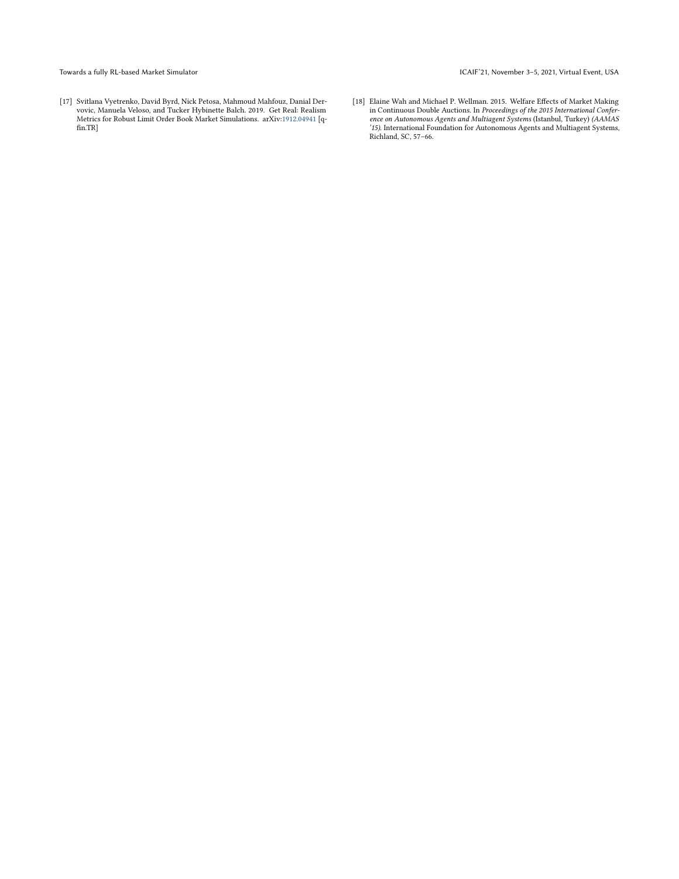[17] Svitlana Vyetrenko, David Byrd, Nick Petosa, Mahmoud Mahfouz, Danial Dervovic, Manuela Veloso, and Tucker Hybinette Balch. 2019. Get Real: Realism Metrics for Robust Limit Order Book Market Simulations. arXiv:1912.04941 [q-fin.TR]

[18] Elaine Wah and Michael P. Wellman. 2015. Welfare Effects of Market Making in Continuous Double Auctions. In *Proceedings of the 2015 International Conference on Autonomous Agents and Multiagent Systems* (Istanbul, Turkey) *(AAMAS '15)*. International Foundation for Autonomous Agents and Multiagent Systems, Richland, SC, 57–66.